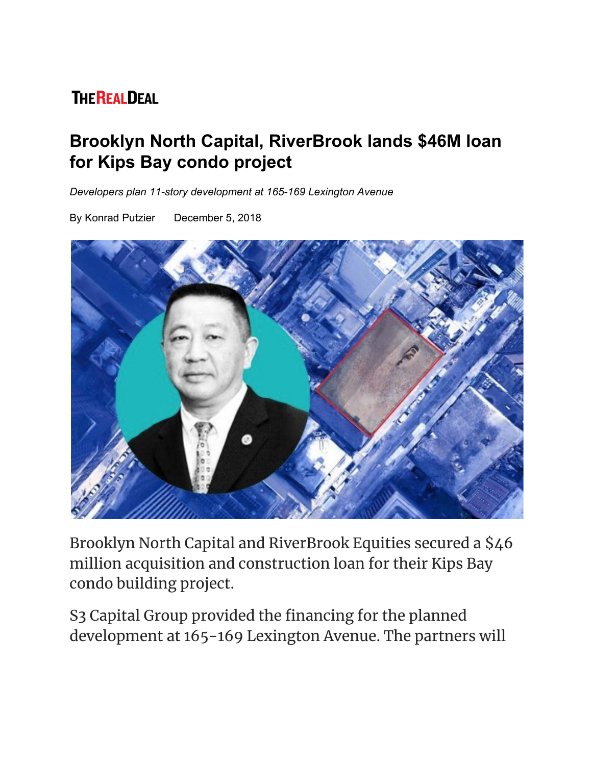THE REAL DEAL

# Brooklyn North Capital, RiverBrook lands $46M loan for Kips Bay condo project

*Developers plan 11-story development at 165-169 Lexington Avenue*

By Konrad Putzier December 5, 2018

Brooklyn North Capital and RiverBrook Equities secured a $46 million acquisition and construction loan for their Kips Bay condo building project.

S3 Capital Group provided the financing for the planned development at 165-169 Lexington Avenue. The partners will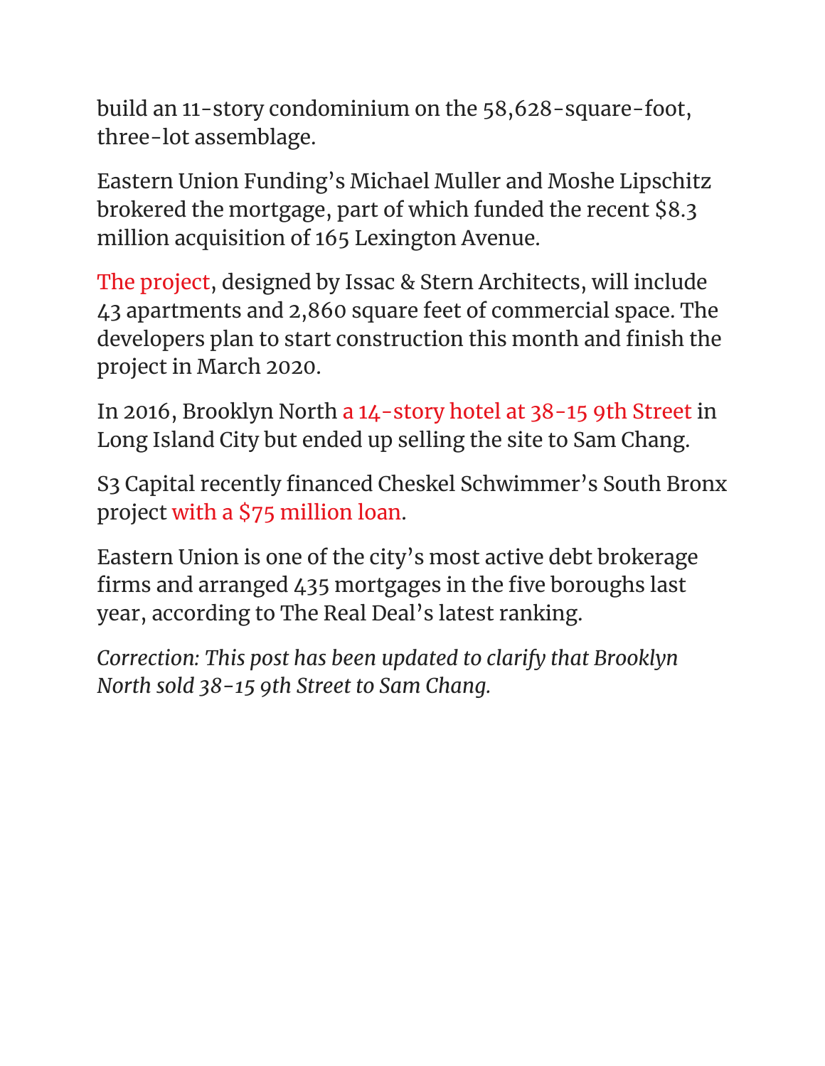build an 11-story condominium on the 58,628-square-foot, three-lot assemblage.

Eastern Union Funding's Michael Muller and Moshe Lipschitz brokered the mortgage, part of which funded the recent $8.3 million acquisition of 165 Lexington Avenue.

The project, designed by Issac & Stern Architects, will include 43 apartments and 2,860 square feet of commercial space. The developers plan to start construction this month and finish the project in March 2020.

In 2016, Brooklyn North a 14-story hotel at 38-15 9th Street in Long Island City but ended up selling the site to Sam Chang.

S3 Capital recently financed Cheskel Schwimmer's South Bronx project with a $75 million loan.

Eastern Union is one of the city's most active debt brokerage firms and arranged 435 mortgages in the five boroughs last year, according to The Real Deal's latest ranking.

*Correction: This post has been updated to clarify that Brooklyn North sold 38-15 9th Street to Sam Chang.*